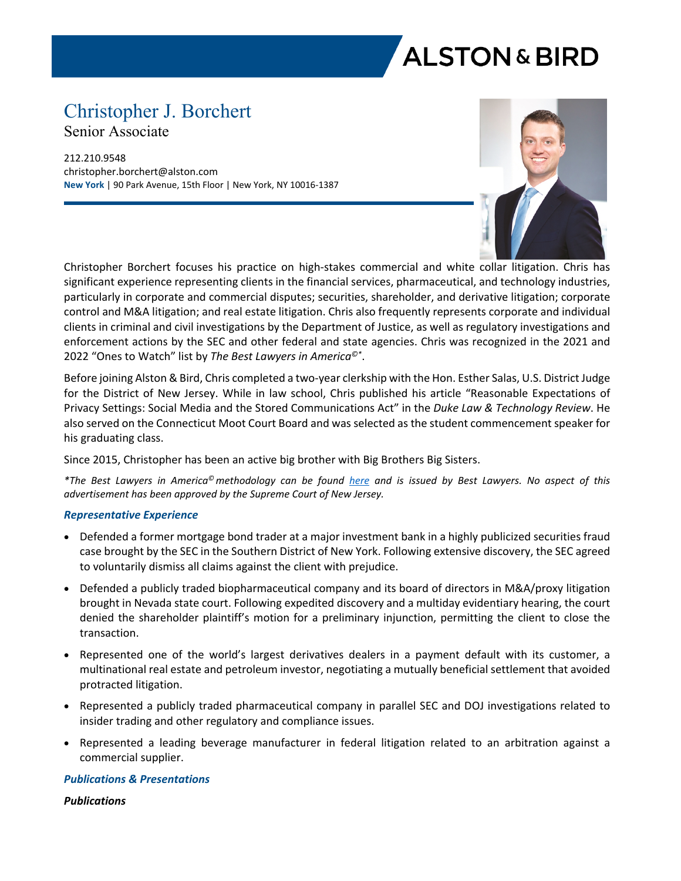# Christopher J. Borchert

Senior Associate

212.210.9548
christopher.borchert@alston.com
**New York** | 90 Park Avenue, 15th Floor | New York, NY 10016-1387

Christopher Borchert focuses his practice on high-stakes commercial and white collar litigation. Chris has significant experience representing clients in the financial services, pharmaceutical, and technology industries, particularly in corporate and commercial disputes; securities, shareholder, and derivative litigation; corporate control and M&A litigation; and real estate litigation. Chris also frequently represents corporate and individual clients in criminal and civil investigations by the Department of Justice, as well as regulatory investigations and enforcement actions by the SEC and other federal and state agencies. Chris was recognized in the 2021 and 2022 "Ones to Watch" list by *The Best Lawyers in America©**.

Before joining Alston & Bird, Chris completed a two-year clerkship with the Hon. Esther Salas, U.S. District Judge for the District of New Jersey. While in law school, Chris published his article "Reasonable Expectations of Privacy Settings: Social Media and the Stored Communications Act" in the *Duke Law & Technology Review*. He also served on the Connecticut Moot Court Board and was selected as the student commencement speaker for his graduating class.

Since 2015, Christopher has been an active big brother with Big Brothers Big Sisters.

*\*The Best Lawyers in America© methodology can be found here and is issued by Best Lawyers. No aspect of this advertisement has been approved by the Supreme Court of New Jersey.*

## *Representative Experience*

- Defended a former mortgage bond trader at a major investment bank in a highly publicized securities fraud case brought by the SEC in the Southern District of New York. Following extensive discovery, the SEC agreed to voluntarily dismiss all claims against the client with prejudice.
- Defended a publicly traded biopharmaceutical company and its board of directors in M&A/proxy litigation brought in Nevada state court. Following expedited discovery and a multiday evidentiary hearing, the court denied the shareholder plaintiff's motion for a preliminary injunction, permitting the client to close the transaction.
- Represented one of the world's largest derivatives dealers in a payment default with its customer, a multinational real estate and petroleum investor, negotiating a mutually beneficial settlement that avoided protracted litigation.
- Represented a publicly traded pharmaceutical company in parallel SEC and DOJ investigations related to insider trading and other regulatory and compliance issues.
- Represented a leading beverage manufacturer in federal litigation related to an arbitration against a commercial supplier.

## *Publications & Presentations*

### *Publications*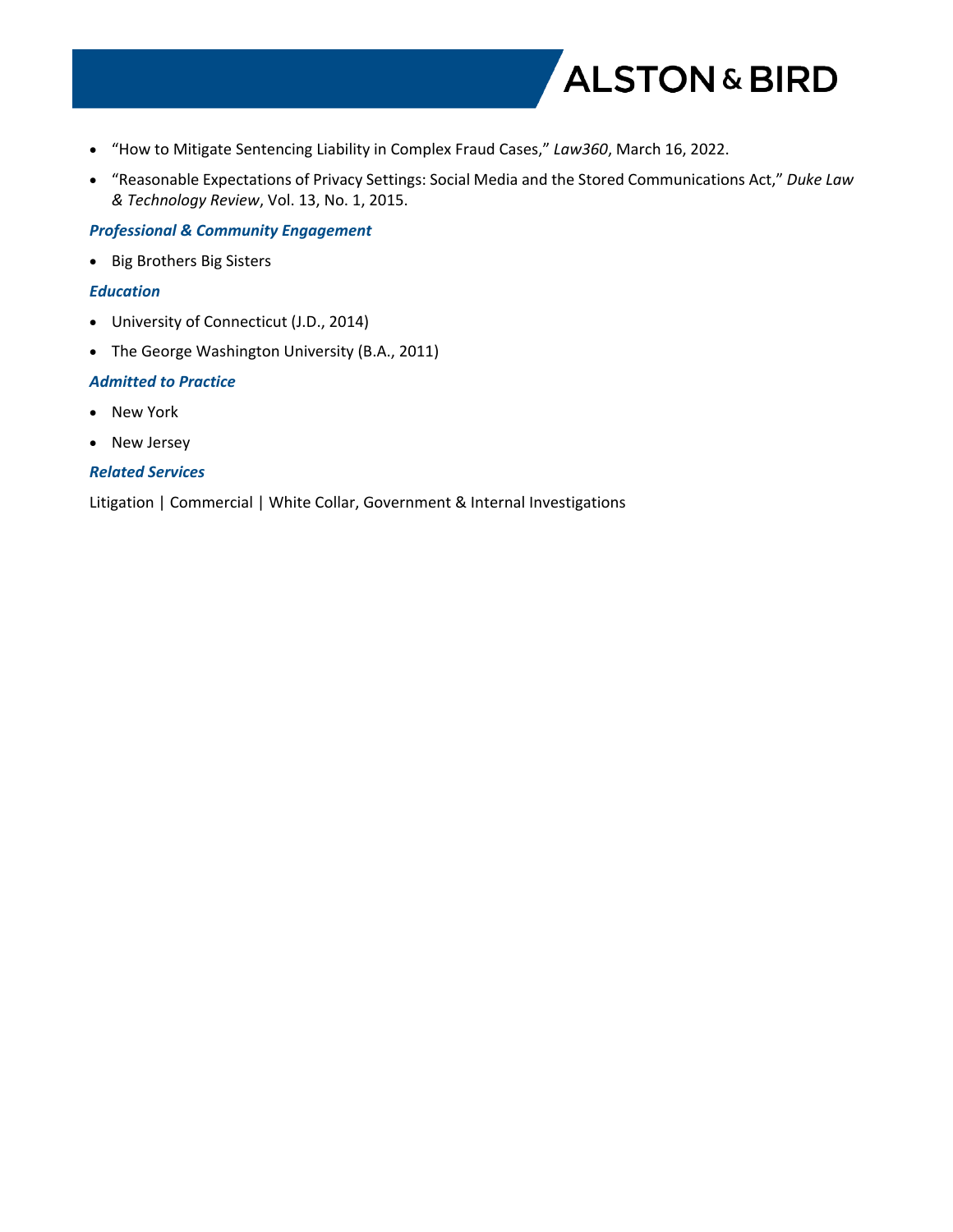- "How to Mitigate Sentencing Liability in Complex Fraud Cases," *Law360*, March 16, 2022.
- "Reasonable Expectations of Privacy Settings: Social Media and the Stored Communications Act," *Duke Law & Technology Review*, Vol. 13, No. 1, 2015.

### ***Professional & Community Engagement***

- Big Brothers Big Sisters

### ***Education***

- University of Connecticut (J.D., 2014)
- The George Washington University (B.A., 2011)

### ***Admitted to Practice***

- New York
- New Jersey

### ***Related Services***

Litigation | Commercial | White Collar, Government & Internal Investigations